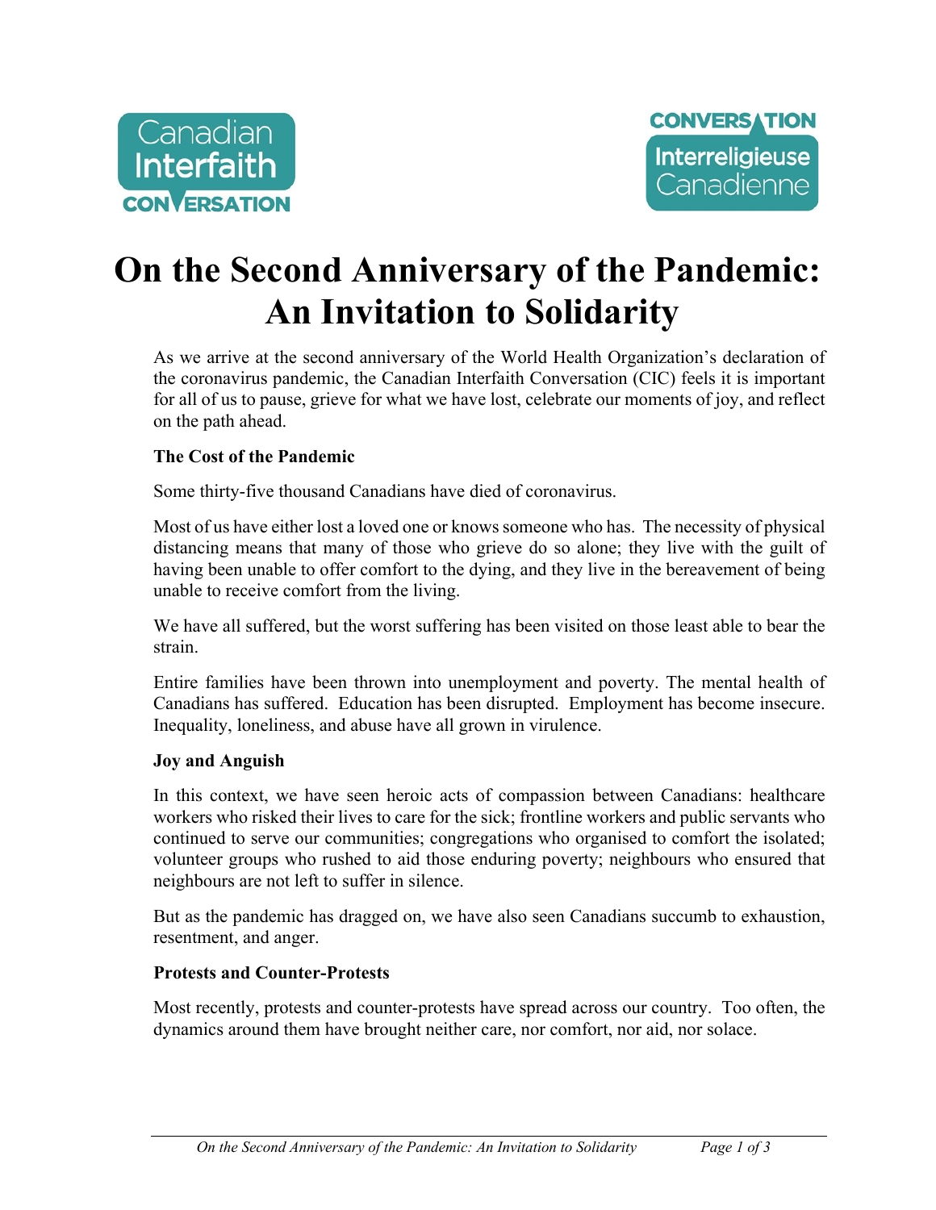Canadian Interfaith CONVERSATION

CONVERSATION Interreligieuse Canadienne

# On the Second Anniversary of the Pandemic: An Invitation to Solidarity

As we arrive at the second anniversary of the World Health Organization's declaration of the coronavirus pandemic, the Canadian Interfaith Conversation (CIC) feels it is important for all of us to pause, grieve for what we have lost, celebrate our moments of joy, and reflect on the path ahead.

**The Cost of the Pandemic**

Some thirty-five thousand Canadians have died of coronavirus.

Most of us have either lost a loved one or knows someone who has. The necessity of physical distancing means that many of those who grieve do so alone; they live with the guilt of having been unable to offer comfort to the dying, and they live in the bereavement of being unable to receive comfort from the living.

We have all suffered, but the worst suffering has been visited on those least able to bear the strain.

Entire families have been thrown into unemployment and poverty. The mental health of Canadians has suffered. Education has been disrupted. Employment has become insecure. Inequality, loneliness, and abuse have all grown in virulence.

**Joy and Anguish**

In this context, we have seen heroic acts of compassion between Canadians: healthcare workers who risked their lives to care for the sick; frontline workers and public servants who continued to serve our communities; congregations who organised to comfort the isolated; volunteer groups who rushed to aid those enduring poverty; neighbours who ensured that neighbours are not left to suffer in silence.

But as the pandemic has dragged on, we have also seen Canadians succumb to exhaustion, resentment, and anger.

**Protests and Counter-Protests**

Most recently, protests and counter-protests have spread across our country. Too often, the dynamics around them have brought neither care, nor comfort, nor aid, nor solace.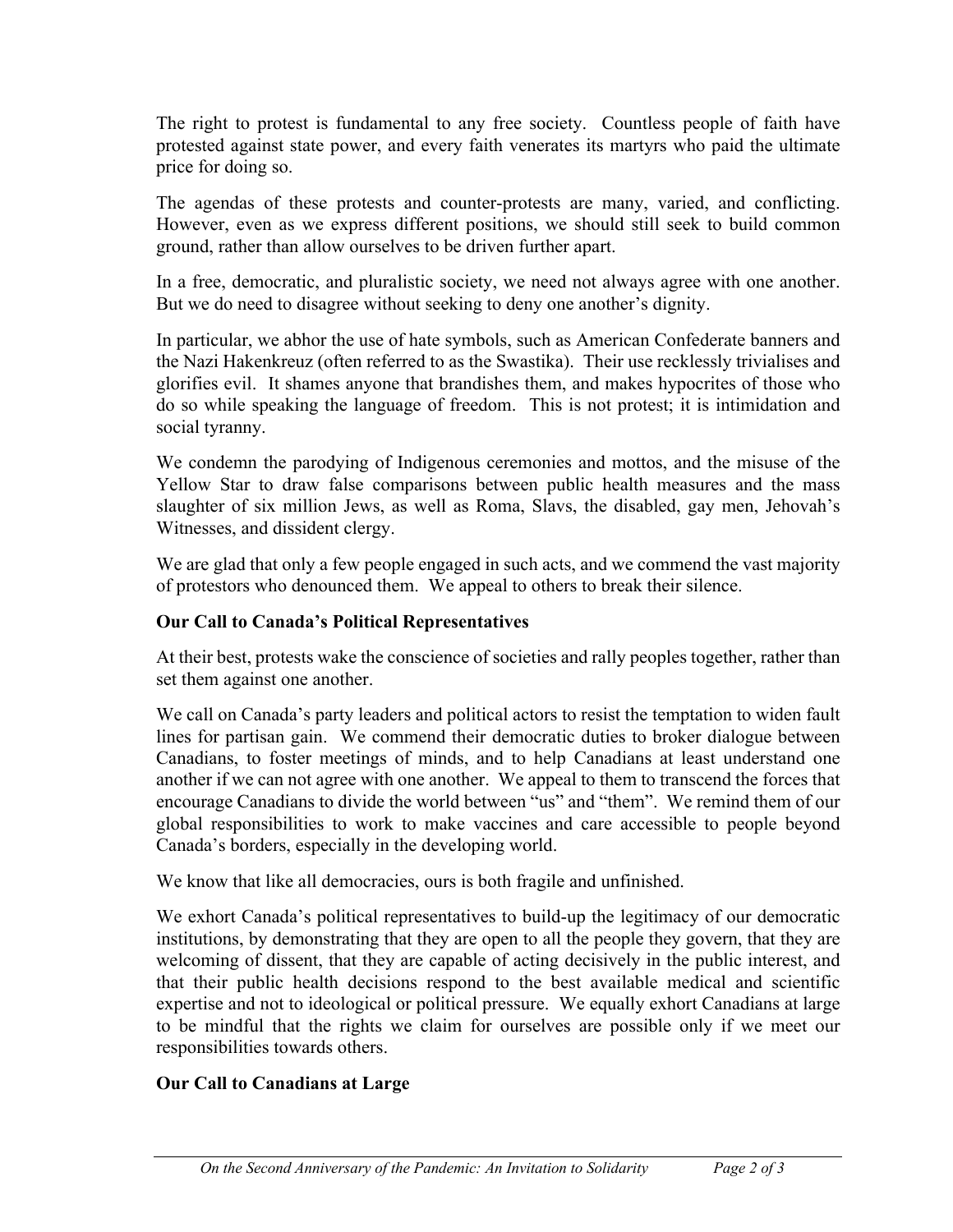The right to protest is fundamental to any free society. Countless people of faith have protested against state power, and every faith venerates its martyrs who paid the ultimate price for doing so.

The agendas of these protests and counter-protests are many, varied, and conflicting. However, even as we express different positions, we should still seek to build common ground, rather than allow ourselves to be driven further apart.

In a free, democratic, and pluralistic society, we need not always agree with one another. But we do need to disagree without seeking to deny one another's dignity.

In particular, we abhor the use of hate symbols, such as American Confederate banners and the Nazi Hakenkreuz (often referred to as the Swastika). Their use recklessly trivialises and glorifies evil. It shames anyone that brandishes them, and makes hypocrites of those who do so while speaking the language of freedom. This is not protest; it is intimidation and social tyranny.

We condemn the parodying of Indigenous ceremonies and mottos, and the misuse of the Yellow Star to draw false comparisons between public health measures and the mass slaughter of six million Jews, as well as Roma, Slavs, the disabled, gay men, Jehovah's Witnesses, and dissident clergy.

We are glad that only a few people engaged in such acts, and we commend the vast majority of protestors who denounced them. We appeal to others to break their silence.

## Our Call to Canada's Political Representatives

At their best, protests wake the conscience of societies and rally peoples together, rather than set them against one another.

We call on Canada's party leaders and political actors to resist the temptation to widen fault lines for partisan gain. We commend their democratic duties to broker dialogue between Canadians, to foster meetings of minds, and to help Canadians at least understand one another if we can not agree with one another. We appeal to them to transcend the forces that encourage Canadians to divide the world between "us" and "them". We remind them of our global responsibilities to work to make vaccines and care accessible to people beyond Canada's borders, especially in the developing world.

We know that like all democracies, ours is both fragile and unfinished.

We exhort Canada's political representatives to build-up the legitimacy of our democratic institutions, by demonstrating that they are open to all the people they govern, that they are welcoming of dissent, that they are capable of acting decisively in the public interest, and that their public health decisions respond to the best available medical and scientific expertise and not to ideological or political pressure. We equally exhort Canadians at large to be mindful that the rights we claim for ourselves are possible only if we meet our responsibilities towards others.

## Our Call to Canadians at Large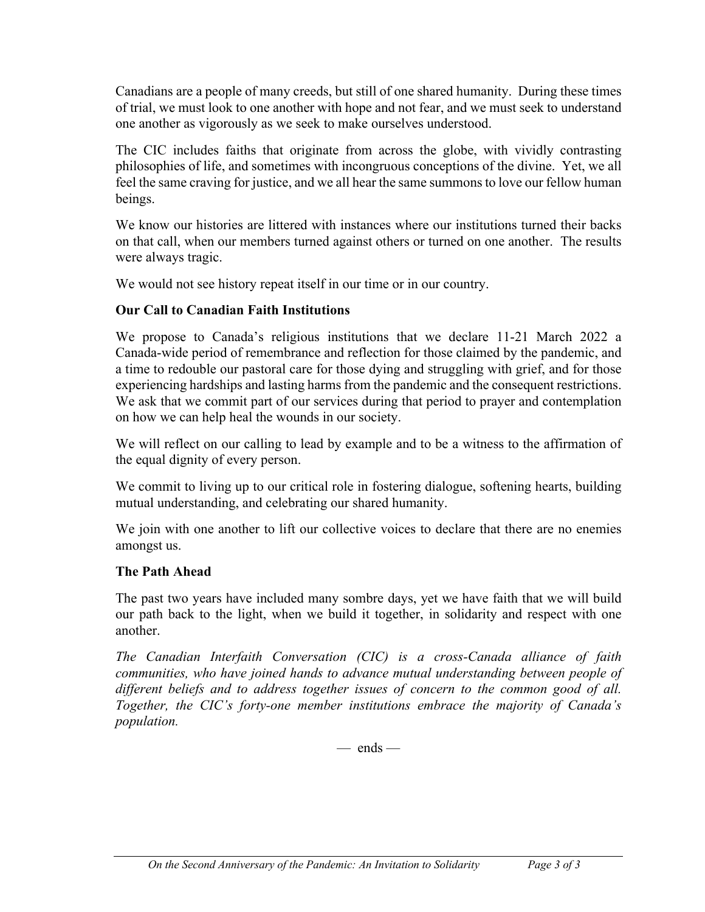Canadians are a people of many creeds, but still of one shared humanity. During these times of trial, we must look to one another with hope and not fear, and we must seek to understand one another as vigorously as we seek to make ourselves understood.

The CIC includes faiths that originate from across the globe, with vividly contrasting philosophies of life, and sometimes with incongruous conceptions of the divine. Yet, we all feel the same craving for justice, and we all hear the same summons to love our fellow human beings.

We know our histories are littered with instances where our institutions turned their backs on that call, when our members turned against others or turned on one another. The results were always tragic.

We would not see history repeat itself in our time or in our country.

**Our Call to Canadian Faith Institutions**

We propose to Canada's religious institutions that we declare 11-21 March 2022 a Canada-wide period of remembrance and reflection for those claimed by the pandemic, and a time to redouble our pastoral care for those dying and struggling with grief, and for those experiencing hardships and lasting harms from the pandemic and the consequent restrictions. We ask that we commit part of our services during that period to prayer and contemplation on how we can help heal the wounds in our society.

We will reflect on our calling to lead by example and to be a witness to the affirmation of the equal dignity of every person.

We commit to living up to our critical role in fostering dialogue, softening hearts, building mutual understanding, and celebrating our shared humanity.

We join with one another to lift our collective voices to declare that there are no enemies amongst us.

**The Path Ahead**

The past two years have included many sombre days, yet we have faith that we will build our path back to the light, when we build it together, in solidarity and respect with one another.

*The Canadian Interfaith Conversation (CIC) is a cross-Canada alliance of faith communities, who have joined hands to advance mutual understanding between people of different beliefs and to address together issues of concern to the common good of all. Together, the CIC's forty-one member institutions embrace the majority of Canada's population.*

— ends —